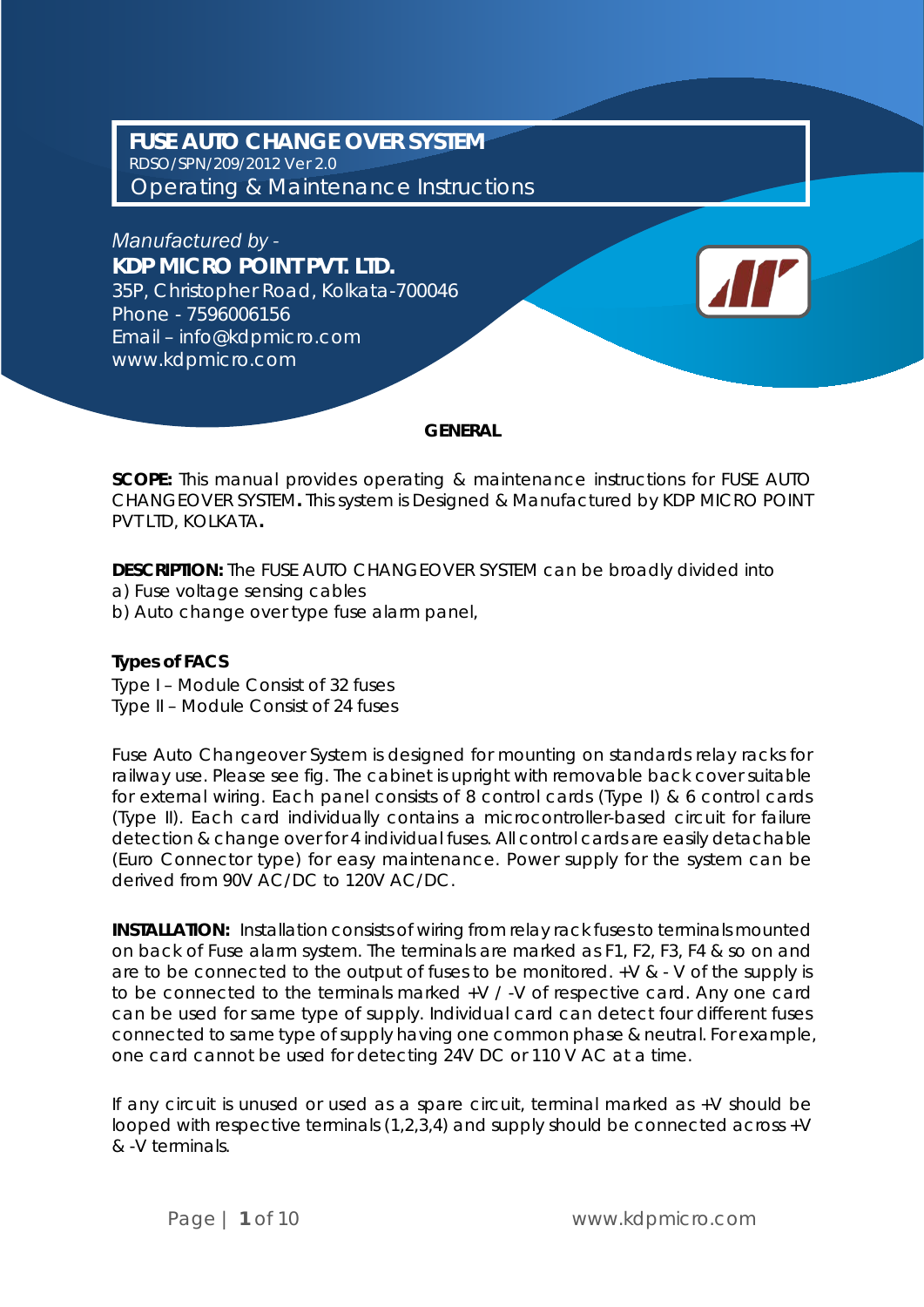# FUSE AUTO CHANGE OVER SYSTEM

RDSO/SPN/209/2012 Ver 2.0

Operating & Maintenance Instructions

*Manufactured by -*

**KDP MICRO POINT PVT. LTD.**

35P, Christopher Road, Kolkata-700046

Phone - 7596006156

Email – info@kdpmicro.com

www.kdpmicro.com

## GENERAL

**SCOPE:** This manual provides operating & maintenance instructions for FUSE AUTO CHANGEOVER SYSTEM**.** This system is Designed & Manufactured by KDP MICRO POINT PVT LTD, KOLKATA**.**

**DESCRIPTION:** The FUSE AUTO CHANGEOVER SYSTEM can be broadly divided into

a) Fuse voltage sensing cables

b) Auto change over type fuse alarm panel,

**Types of FACS**

Type I – Module Consist of 32 fuses

Type II – Module Consist of 24 fuses

Fuse Auto Changeover System is designed for mounting on standards relay racks for railway use. Please see fig. The cabinet is upright with removable back cover suitable for external wiring. Each panel consists of 8 control cards (Type I) & 6 control cards (Type II). Each card individually contains a microcontroller-based circuit for failure detection & change over for 4 individual fuses. All control cards are easily detachable (Euro Connector type) for easy maintenance. Power supply for the system can be derived from 90V AC/DC to 120V AC/DC.

**INSTALLATION:** Installation consists of wiring from relay rack fuses to terminals mounted on back of Fuse alarm system. The terminals are marked as F1, F2, F3, F4 & so on and are to be connected to the output of fuses to be monitored. +V & - V of the supply is to be connected to the terminals marked +V / -V of respective card. Any one card can be used for same type of supply. Individual card can detect four different fuses connected to same type of supply having one common phase & neutral. For example, one card cannot be used for detecting 24V DC or 110 V AC at a time.

If any circuit is unused or used as a spare circuit, terminal marked as +V should be looped with respective terminals (1,2,3,4) and supply should be connected across +V & -V terminals.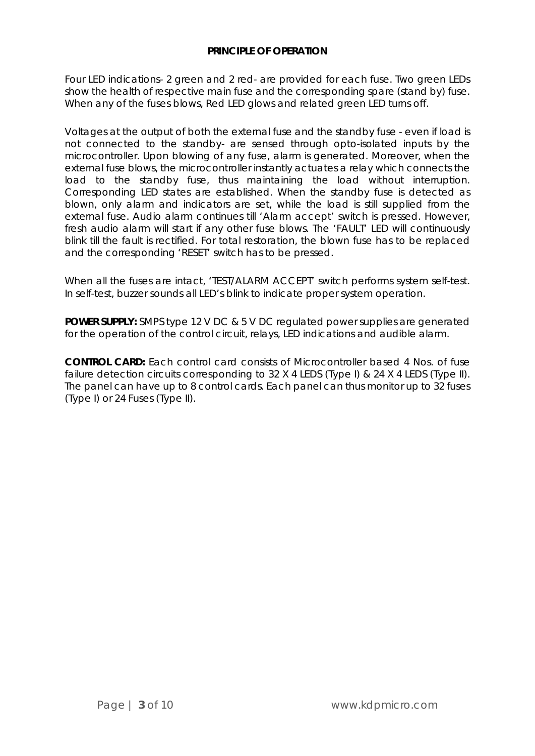## PRINCIPLE OF OPERATION

Four LED indications- 2 green and 2 red- are provided for each fuse. Two green LEDs show the health of respective main fuse and the corresponding spare (stand by) fuse. When any of the fuses blows, Red LED glows and related green LED turns off.

Voltages at the output of both the external fuse and the standby fuse - even if load is not connected to the standby- are sensed through opto-isolated inputs by the microcontroller. Upon blowing of any fuse, alarm is generated. Moreover, when the external fuse blows, the microcontroller instantly actuates a relay which connects the load to the standby fuse, thus maintaining the load without interruption. Corresponding LED states are established. When the standby fuse is detected as blown, only alarm and indicators are set, while the load is still supplied from the external fuse. Audio alarm continues till 'Alarm accept' switch is pressed. However, fresh audio alarm will start if any other fuse blows. The 'FAULT' LED will continuously blink till the fault is rectified. For total restoration, the blown fuse has to be replaced and the corresponding 'RESET' switch has to be pressed.

When all the fuses are intact, 'TEST/ALARM ACCEPT' switch performs system self-test. In self-test, buzzer sounds all LED's blink to indicate proper system operation.

**POWER SUPPLY:** SMPS type 12 V DC & 5 V DC regulated power supplies are generated for the operation of the control circuit, relays, LED indications and audible alarm.

**CONTROL CARD:** Each control card consists of Microcontroller based 4 Nos. of fuse failure detection circuits corresponding to 32 X 4 LEDS (Type I) & 24 X 4 LEDS (Type II). The panel can have up to 8 control cards. Each panel can thus monitor up to 32 fuses (Type I) or 24 Fuses (Type II).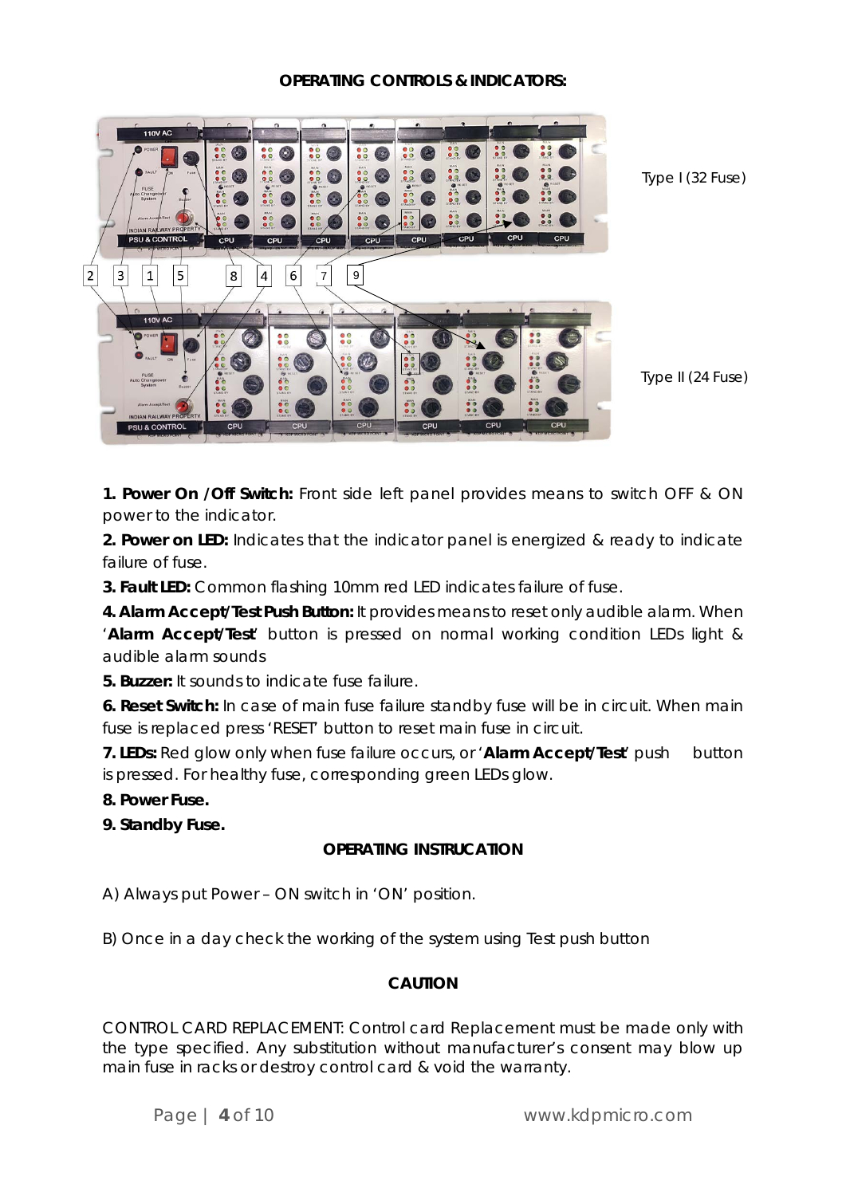## OPERATING CONTROLS & INDICATORS:

Type I (32 Fuse)

Type II (24 Fuse)

**1. Power On / Off Switch:** Front side left panel provides means to switch OFF & ON power to the indicator.

**2. Power on LED:** Indicates that the indicator panel is energized & ready to indicate failure of fuse.

**3. Fault LED:** Common flashing 10mm red LED indicates failure of fuse.

**4. Alarm Accept/Test Push Button:** It provides means to reset only audible alarm. When '**Alarm Accept/Test**' button is pressed on normal working condition LEDs light & audible alarm sounds

**5. Buzzer:** It sounds to indicate fuse failure.

**6. Reset Switch:** In case of main fuse failure standby fuse will be in circuit. When main fuse is replaced press 'RESET' button to reset main fuse in circuit.

**7. LEDs:** Red glow only when fuse failure occurs, or '**Alarm Accept/Test**' push button is pressed. For healthy fuse, corresponding green LEDs glow.

**8. Power Fuse.**

**9. Standby Fuse.**

## OPERATING INSTRUCATION

A) Always put Power – ON switch in 'ON' position.

B) Once in a day check the working of the system using Test push button

## CAUTION

CONTROL CARD REPLACEMENT: Control card Replacement must be made only with the type specified. Any substitution without manufacturer's consent may blow up main fuse in racks or destroy control card & void the warranty.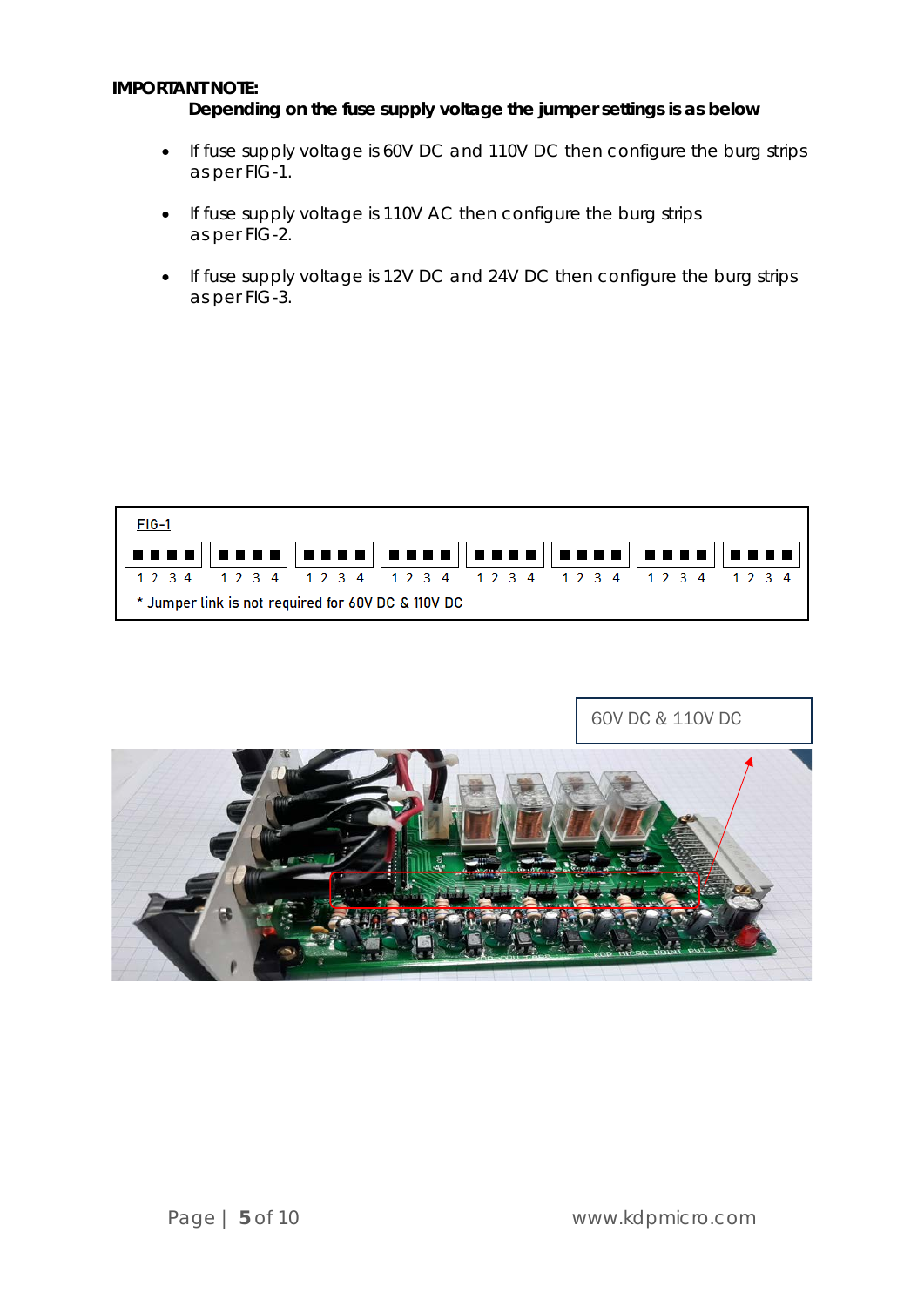**IMPORTANT NOTE:**

**Depending on the fuse supply voltage the jumper settings is as below**

- If fuse supply voltage is 60V DC and 110V DC then configure the burg strips as per FIG-1.
- If fuse supply voltage is 110V AC then configure the burg strips as per FIG-2.
- If fuse supply voltage is 12V DC and 24V DC then configure the burg strips as per FIG-3.

FIG-1

1 2 3 4 &nbsp; 1 2 3 4 &nbsp; 1 2 3 4 &nbsp; 1 2 3 4 &nbsp; 1 2 3 4 &nbsp; 1 2 3 4 &nbsp; 1 2 3 4 &nbsp; 1 2 3 4

* Jumper link is not required for 60V DC & 110V DC

60V DC & 110V DC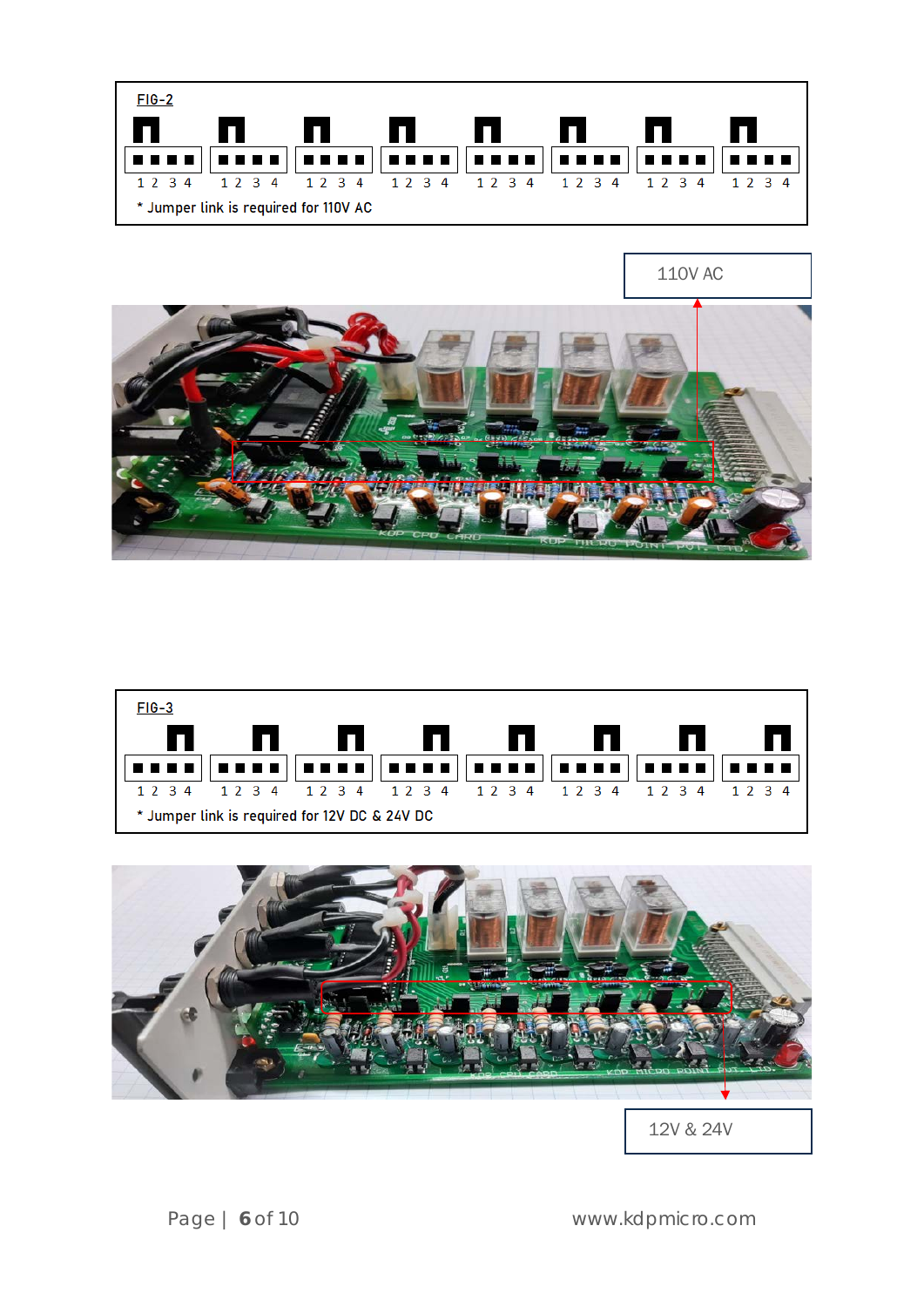FIG-2

1 2 3 4 &nbsp; 1 2 3 4 &nbsp; 1 2 3 4 &nbsp; 1 2 3 4 &nbsp; 1 2 3 4 &nbsp; 1 2 3 4 &nbsp; 1 2 3 4 &nbsp; 1 2 3 4

* Jumper link is required for 110V AC

110V AC

FIG-3

1 2 3 4 &nbsp; 1 2 3 4 &nbsp; 1 2 3 4 &nbsp; 1 2 3 4 &nbsp; 1 2 3 4 &nbsp; 1 2 3 4 &nbsp; 1 2 3 4 &nbsp; 1 2 3 4

* Jumper link is required for 12V DC & 24V DC

12V & 24V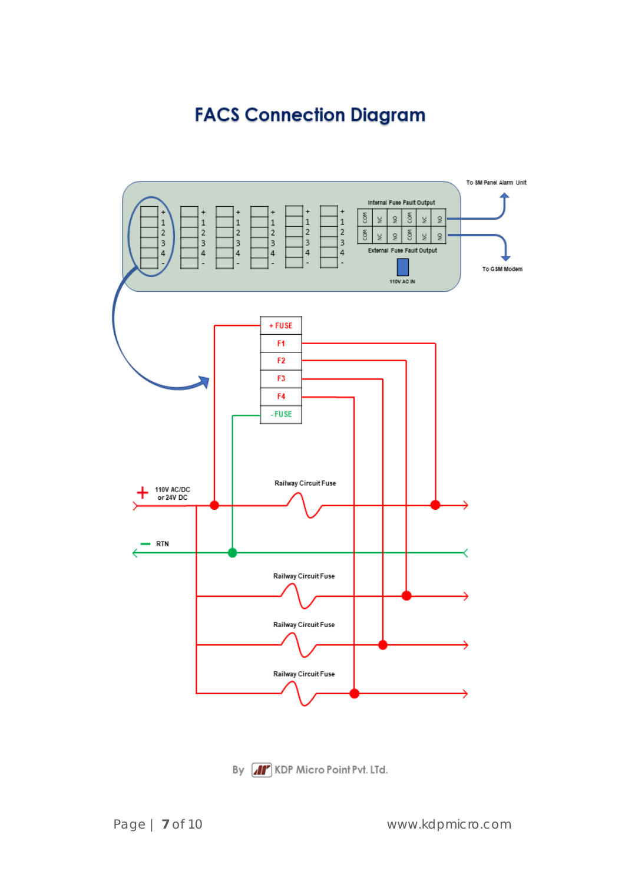# FACS Connection Diagram

To SM Panel Alarm Unit

Internal Fuse Fault Output

COM NC NO COM NC NO

COM NC NO COM NC NO

External Fuse Fault Output

To GSM Modem

110V AC IN

+ 1 2 3 4 -

+ FUSE

F1

F2

F3

F4

- FUSE

+ 110V AC/DC or 24V DC

Railway Circuit Fuse

— RTN

Railway Circuit Fuse

Railway Circuit Fuse

Railway Circuit Fuse

By KDP Micro Point Pvt. Ltd.

www.kdpmicro.com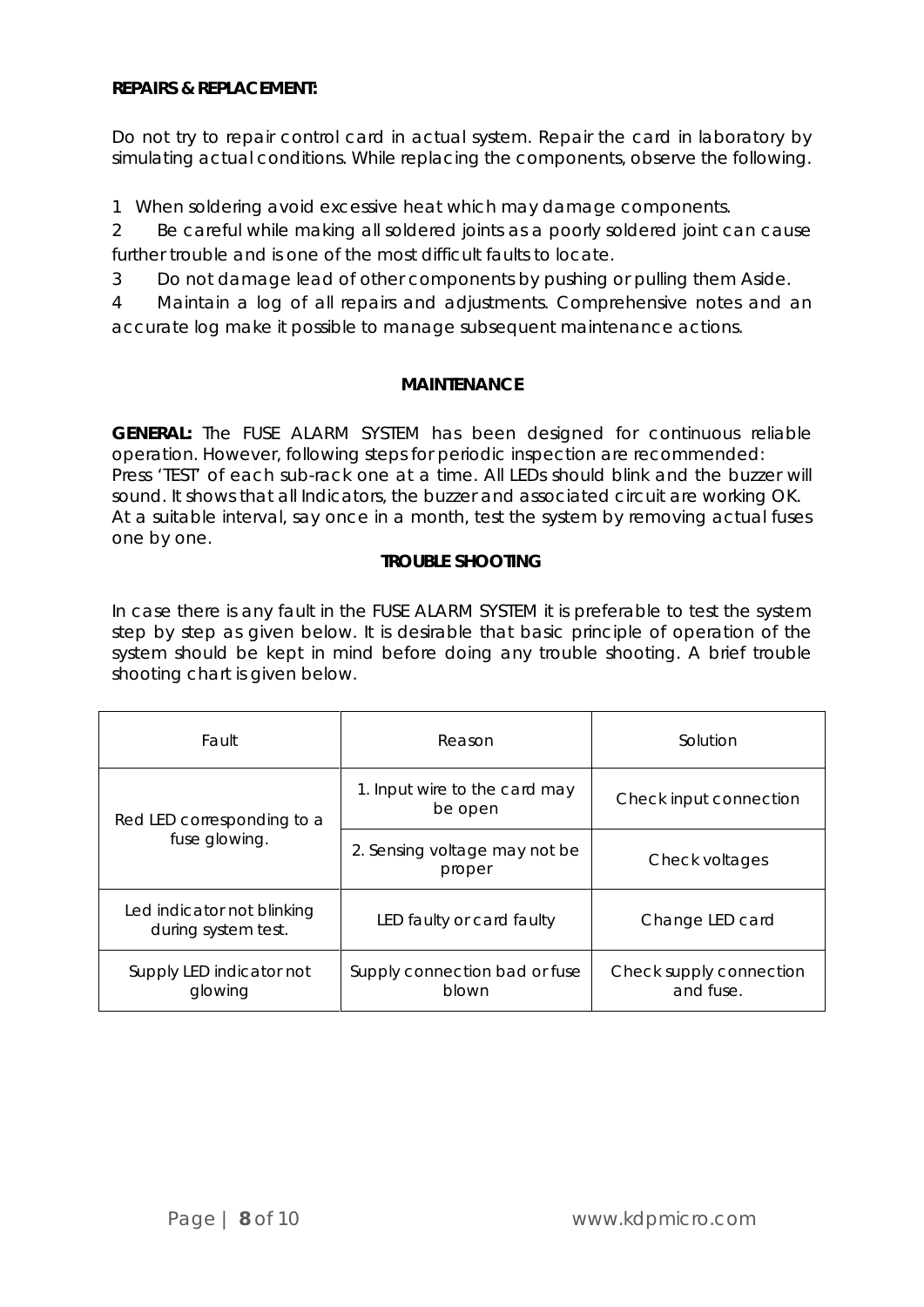**REPAIRS & REPLACEMENT:**

Do not try to repair control card in actual system. Repair the card in laboratory by simulating actual conditions. While replacing the components, observe the following.

1 When soldering avoid excessive heat which may damage components.

2 Be careful while making all soldered joints as a poorly soldered joint can cause further trouble and is one of the most difficult faults to locate.

3 Do not damage lead of other components by pushing or pulling them Aside.

4 Maintain a log of all repairs and adjustments. Comprehensive notes and an accurate log make it possible to manage subsequent maintenance actions.

## MAINTENANCE

**GENERAL:** The FUSE ALARM SYSTEM has been designed for continuous reliable operation. However, following steps for periodic inspection are recommended:
Press 'TEST' of each sub-rack one at a time. All LEDs should blink and the buzzer will sound. It shows that all Indicators, the buzzer and associated circuit are working OK.
At a suitable interval, say once in a month, test the system by removing actual fuses one by one.

## TROUBLE SHOOTING

In case there is any fault in the FUSE ALARM SYSTEM it is preferable to test the system step by step as given below. It is desirable that basic principle of operation of the system should be kept in mind before doing any trouble shooting. A brief trouble shooting chart is given below.

| Fault | Reason | Solution |
|---|---|---|
| Red LED corresponding to a fuse glowing. | 1. Input wire to the card may be open | Check input connection |
| | 2. Sensing voltage may not be proper | Check voltages |
| Led indicator not blinking during system test. | LED faulty or card faulty | Change LED card |
| Supply LED indicator not glowing | Supply connection bad or fuse blown | Check supply connection and fuse. |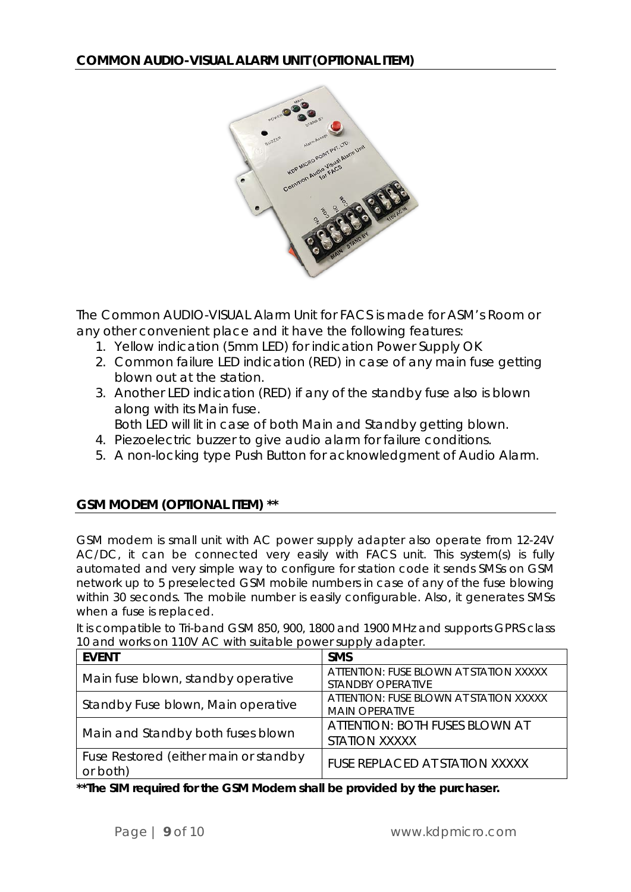## COMMON AUDIO-VISUAL ALARM UNIT (OPTIONAL ITEM)

The Common AUDIO-VISUAL Alarm Unit for FACS is made for ASM's Room or any other convenient place and it have the following features:

1. Yellow indication (5mm LED) for indication Power Supply OK
2. Common failure LED indication (RED) in case of any main fuse getting blown out at the station.
3. Another LED indication (RED) if any of the standby fuse also is blown along with its Main fuse.
   Both LED will lit in case of both Main and Standby getting blown.
4. Piezoelectric buzzer to give audio alarm for failure conditions.
5. A non-locking type Push Button for acknowledgment of Audio Alarm.

## GSM MODEM (OPTIONAL ITEM) **

GSM modem is small unit with AC power supply adapter also operate from 12-24V AC/DC, it can be connected very easily with FACS unit. This system(s) is fully automated and very simple way to configure for station code it sends SMSs on GSM network up to 5 preselected GSM mobile numbers in case of any of the fuse blowing within 30 seconds. The mobile number is easily configurable. Also, it generates SMSs when a fuse is replaced.

It is compatible to Tri-band GSM 850, 900, 1800 and 1900 MHz and supports GPRS class 10 and works on 110V AC with suitable power supply adapter.

| EVENT | SMS |
|---|---|
| Main fuse blown, standby operative | ATTENTION: FUSE BLOWN AT STATION XXXXX STANDBY OPERATIVE |
| Standby Fuse blown, Main operative | ATTENTION: FUSE BLOWN AT STATION XXXXX MAIN OPERATIVE |
| Main and Standby both fuses blown | ATTENTION: BOTH FUSES BLOWN AT STATION XXXXX |
| Fuse Restored (either main or standby or both) | FUSE REPLACED AT STATION XXXXX |

**\*\*The SIM required for the GSM Modem shall be provided by the purchaser.**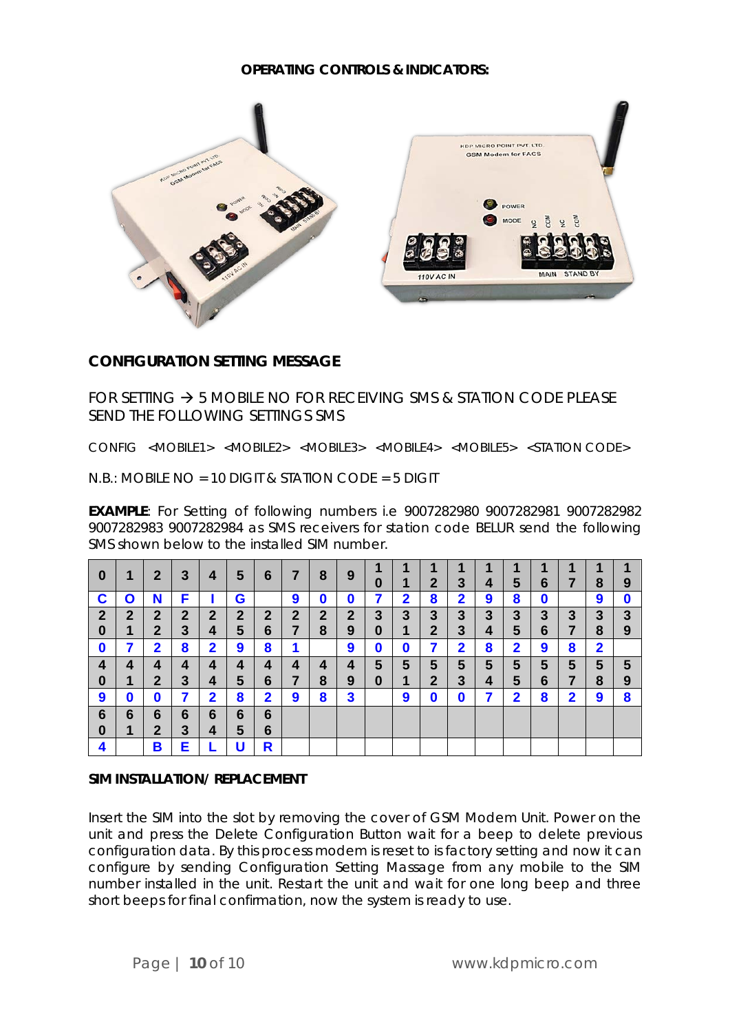**OPERATING CONTROLS & INDICATORS:**

## CONFIGURATION SETTING MESSAGE

FOR SETTING → 5 MOBILE NO FOR RECEIVING SMS & STATION CODE PLEASE SEND THE FOLLOWING SETTINGS SMS

CONFIG <MOBILE1> <MOBILE2> <MOBILE3> <MOBILE4> <MOBILE5> <STATION CODE>

N.B.: MOBILE NO = 10 DIGIT & STATION CODE = 5 DIGIT

**EXAMPLE**: For Setting of following numbers i.e 9007282980 9007282981 9007282982 9007282983 9007282984 as SMS receivers for station code BELUR send the following SMS shown below to the installed SIM number.

| 0 | 1 | 2 | 3 | 4 | 5 | 6 | 7 | 8 | 9 | 10 | 11 | 12 | 13 | 14 | 15 | 16 | 17 | 18 | 19 |
|---|---|---|---|---|---|---|---|---|---|---|---|---|---|---|---|---|---|---|---|
| C | O | N | F | I | G | | 9 | 0 | 0 | 7 | 2 | 8 | 2 | 9 | 8 | 0 | | 9 | 0 |
| 20 | 21 | 22 | 23 | 24 | 25 | 26 | 27 | 28 | 29 | 30 | 31 | 32 | 33 | 34 | 35 | 36 | 37 | 38 | 39 |
| 0 | 7 | 2 | 8 | 2 | 9 | 8 | 1 | | 9 | 0 | 0 | 7 | 2 | 8 | 2 | 9 | 8 | 2 | |
| 40 | 41 | 42 | 43 | 44 | 45 | 46 | 47 | 48 | 49 | 50 | 51 | 52 | 53 | 54 | 55 | 56 | 57 | 58 | 59 |
| 9 | 0 | 0 | 7 | 2 | 8 | 2 | 9 | 8 | 3 | | 9 | 0 | 0 | 7 | 2 | 8 | 2 | 9 | 8 |
| 60 | 61 | 62 | 63 | 64 | 65 | 66 | | | | | | | | | | | | | |
| 4 | | B | E | L | U | R | | | | | | | | | | | | | |

### SIM INSTALLATION/ REPLACEMENT

Insert the SIM into the slot by removing the cover of GSM Modem Unit. Power on the unit and press the Delete Configuration Button wait for a beep to delete previous configuration data. By this process modem is reset to is factory setting and now it can configure by sending Configuration Setting Massage from any mobile to the SIM number installed in the unit. Restart the unit and wait for one long beep and three short beeps for final confirmation, now the system is ready to use.